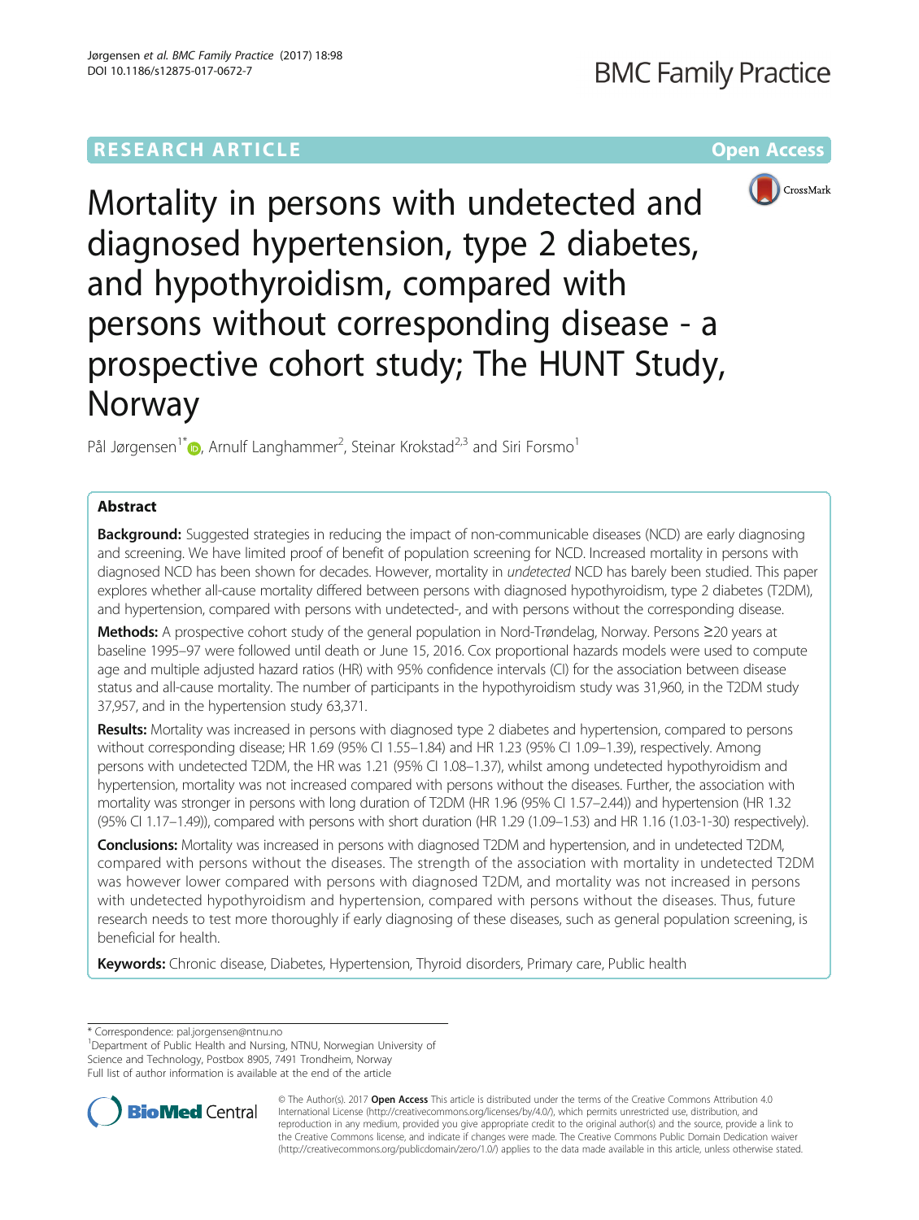RESEARCH ARTICLE

Open Access

# Mortality in persons with undetected and diagnosed hypertension, type 2 diabetes, and hypothyroidism, compared with persons without corresponding disease - a prospective cohort study; The HUNT Study, Norway

Pål Jørgensen[1*], Arnulf Langhammer[2], Steinar Krokstad[2,3] and Siri Forsmo[1]

## Abstract

**Background:** Suggested strategies in reducing the impact of non-communicable diseases (NCD) are early diagnosing and screening. We have limited proof of benefit of population screening for NCD. Increased mortality in persons with diagnosed NCD has been shown for decades. However, mortality in *undetected* NCD has barely been studied. This paper explores whether all-cause mortality differed between persons with diagnosed hypothyroidism, type 2 diabetes (T2DM), and hypertension, compared with persons with undetected-, and with persons without the corresponding disease.

**Methods:** A prospective cohort study of the general population in Nord-Trøndelag, Norway. Persons ≥20 years at baseline 1995–97 were followed until death or June 15, 2016. Cox proportional hazards models were used to compute age and multiple adjusted hazard ratios (HR) with 95% confidence intervals (CI) for the association between disease status and all-cause mortality. The number of participants in the hypothyroidism study was 31,960, in the T2DM study 37,957, and in the hypertension study 63,371.

**Results:** Mortality was increased in persons with diagnosed type 2 diabetes and hypertension, compared to persons without corresponding disease; HR 1.69 (95% CI 1.55–1.84) and HR 1.23 (95% CI 1.09–1.39), respectively. Among persons with undetected T2DM, the HR was 1.21 (95% CI 1.08–1.37), whilst among undetected hypothyroidism and hypertension, mortality was not increased compared with persons without the diseases. Further, the association with mortality was stronger in persons with long duration of T2DM (HR 1.96 (95% CI 1.57–2.44)) and hypertension (HR 1.32 (95% CI 1.17–1.49)), compared with persons with short duration (HR 1.29 (1.09–1.53) and HR 1.16 (1.03-1-30) respectively).

**Conclusions:** Mortality was increased in persons with diagnosed T2DM and hypertension, and in undetected T2DM, compared with persons without the diseases. The strength of the association with mortality in undetected T2DM was however lower compared with persons with diagnosed T2DM, and mortality was not increased in persons with undetected hypothyroidism and hypertension, compared with persons without the diseases. Thus, future research needs to test more thoroughly if early diagnosing of these diseases, such as general population screening, is beneficial for health.

**Keywords:** Chronic disease, Diabetes, Hypertension, Thyroid disorders, Primary care, Public health

---

\* Correspondence: pal.jorgensen@ntnu.no

[1]Department of Public Health and Nursing, NTNU, Norwegian University of Science and Technology, Postbox 8905, 7491 Trondheim, Norway

Full list of author information is available at the end of the article

© The Author(s). 2017 **Open Access** This article is distributed under the terms of the Creative Commons Attribution 4.0 International License (http://creativecommons.org/licenses/by/4.0/), which permits unrestricted use, distribution, and reproduction in any medium, provided you give appropriate credit to the original author(s) and the source, provide a link to the Creative Commons license, and indicate if changes were made. The Creative Commons Public Domain Dedication waiver (http://creativecommons.org/publicdomain/zero/1.0/) applies to the data made available in this article, unless otherwise stated.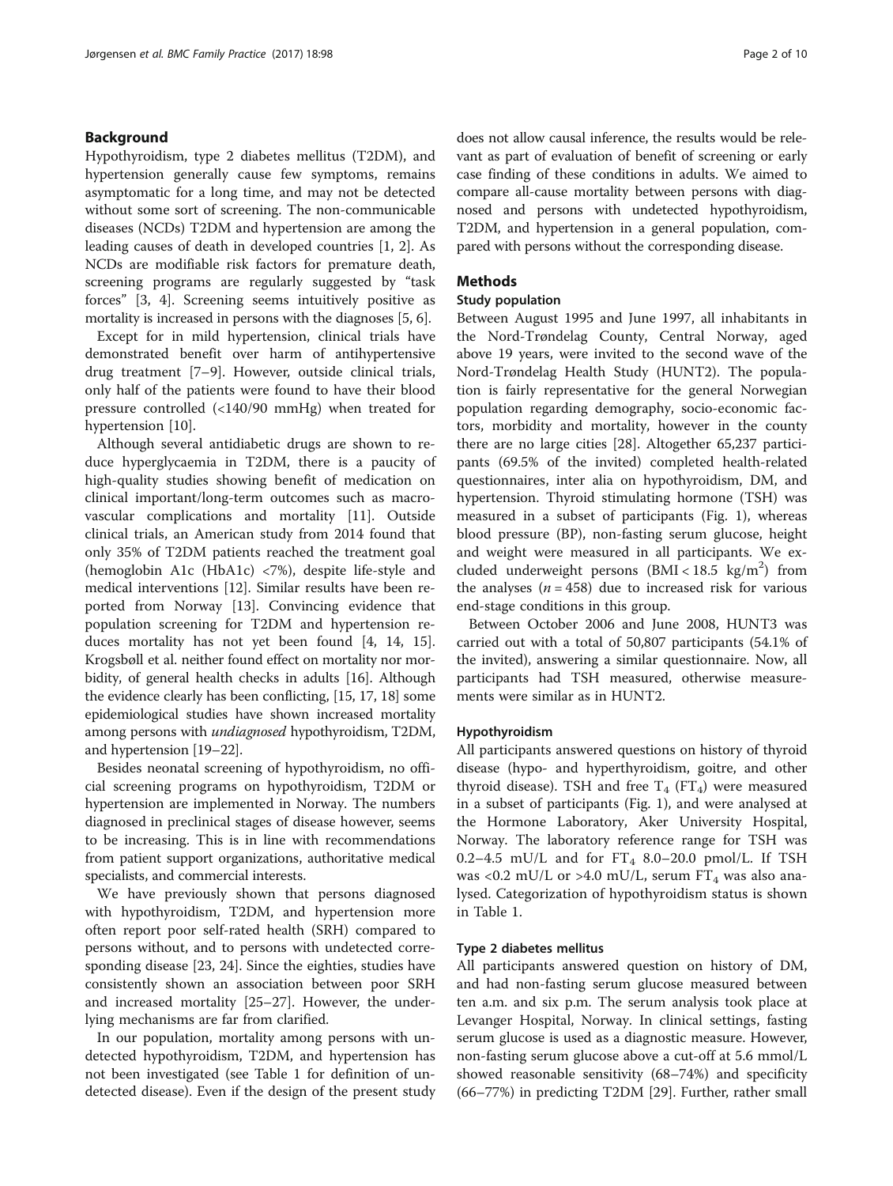## Background

Hypothyroidism, type 2 diabetes mellitus (T2DM), and hypertension generally cause few symptoms, remains asymptomatic for a long time, and may not be detected without some sort of screening. The non-communicable diseases (NCDs) T2DM and hypertension are among the leading causes of death in developed countries [1, 2]. As NCDs are modifiable risk factors for premature death, screening programs are regularly suggested by "task forces" [3, 4]. Screening seems intuitively positive as mortality is increased in persons with the diagnoses [5, 6].

Except for in mild hypertension, clinical trials have demonstrated benefit over harm of antihypertensive drug treatment [7–9]. However, outside clinical trials, only half of the patients were found to have their blood pressure controlled (<140/90 mmHg) when treated for hypertension [10].

Although several antidiabetic drugs are shown to reduce hyperglycaemia in T2DM, there is a paucity of high-quality studies showing benefit of medication on clinical important/long-term outcomes such as macrovascular complications and mortality [11]. Outside clinical trials, an American study from 2014 found that only 35% of T2DM patients reached the treatment goal (hemoglobin A1c (HbA1c) <7%), despite life-style and medical interventions [12]. Similar results have been reported from Norway [13]. Convincing evidence that population screening for T2DM and hypertension reduces mortality has not yet been found [4, 14, 15]. Krogsbøll et al. neither found effect on mortality nor morbidity, of general health checks in adults [16]. Although the evidence clearly has been conflicting, [15, 17, 18] some epidemiological studies have shown increased mortality among persons with *undiagnosed* hypothyroidism, T2DM, and hypertension [19–22].

Besides neonatal screening of hypothyroidism, no official screening programs on hypothyroidism, T2DM or hypertension are implemented in Norway. The numbers diagnosed in preclinical stages of disease however, seems to be increasing. This is in line with recommendations from patient support organizations, authoritative medical specialists, and commercial interests.

We have previously shown that persons diagnosed with hypothyroidism, T2DM, and hypertension more often report poor self-rated health (SRH) compared to persons without, and to persons with undetected corresponding disease [23, 24]. Since the eighties, studies have consistently shown an association between poor SRH and increased mortality [25–27]. However, the underlying mechanisms are far from clarified.

In our population, mortality among persons with undetected hypothyroidism, T2DM, and hypertension has not been investigated (see Table 1 for definition of undetected disease). Even if the design of the present study does not allow causal inference, the results would be relevant as part of evaluation of benefit of screening or early case finding of these conditions in adults. We aimed to compare all-cause mortality between persons with diagnosed and persons with undetected hypothyroidism, T2DM, and hypertension in a general population, compared with persons without the corresponding disease.

## Methods

### Study population

Between August 1995 and June 1997, all inhabitants in the Nord-Trøndelag County, Central Norway, aged above 19 years, were invited to the second wave of the Nord-Trøndelag Health Study (HUNT2). The population is fairly representative for the general Norwegian population regarding demography, socio-economic factors, morbidity and mortality, however in the county there are no large cities [28]. Altogether 65,237 participants (69.5% of the invited) completed health-related questionnaires, inter alia on hypothyroidism, DM, and hypertension. Thyroid stimulating hormone (TSH) was measured in a subset of participants (Fig. 1), whereas blood pressure (BP), non-fasting serum glucose, height and weight were measured in all participants. We excluded underweight persons (BMI < 18.5 kg/m$^2$) from the analyses ($n = 458$) due to increased risk for various end-stage conditions in this group.

Between October 2006 and June 2008, HUNT3 was carried out with a total of 50,807 participants (54.1% of the invited), answering a similar questionnaire. Now, all participants had TSH measured, otherwise measurements were similar as in HUNT2.

### Hypothyroidism

All participants answered questions on history of thyroid disease (hypo- and hyperthyroidism, goitre, and other thyroid disease). TSH and free $T_4$ ($FT_4$) were measured in a subset of participants (Fig. 1), and were analysed at the Hormone Laboratory, Aker University Hospital, Norway. The laboratory reference range for TSH was 0.2–4.5 mU/L and for $FT_4$ 8.0–20.0 pmol/L. If TSH was <0.2 mU/L or >4.0 mU/L, serum $FT_4$ was also analysed. Categorization of hypothyroidism status is shown in Table 1.

### Type 2 diabetes mellitus

All participants answered question on history of DM, and had non-fasting serum glucose measured between ten a.m. and six p.m. The serum analysis took place at Levanger Hospital, Norway. In clinical settings, fasting serum glucose is used as a diagnostic measure. However, non-fasting serum glucose above a cut-off at 5.6 mmol/L showed reasonable sensitivity (68–74%) and specificity (66–77%) in predicting T2DM [29]. Further, rather small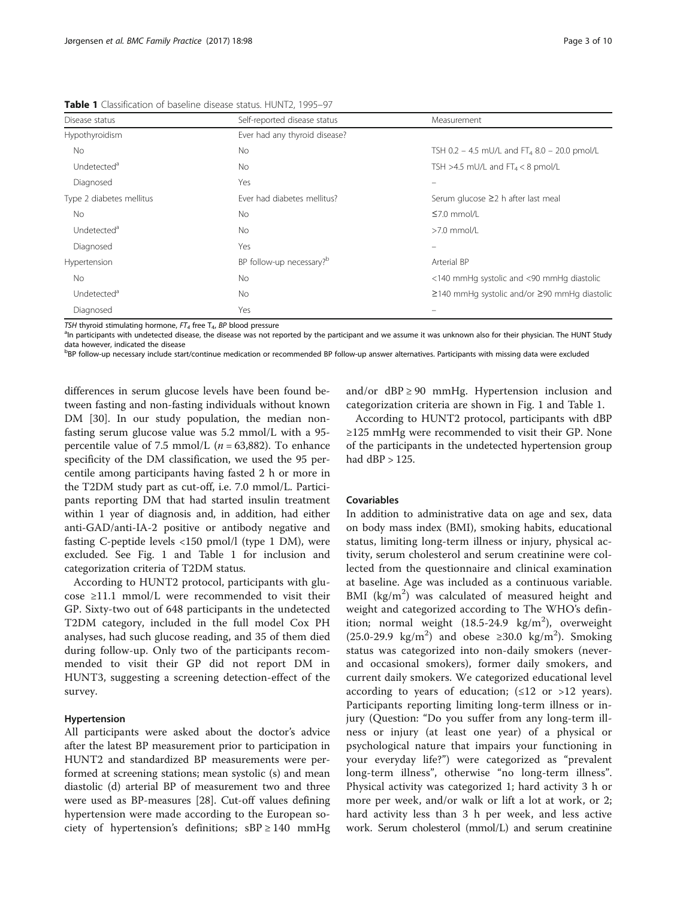**Table 1** Classification of baseline disease status. HUNT2, 1995–97

| Disease status | Self-reported disease status | Measurement |
|---|---|---|
| Hypothyroidism | Ever had any thyroid disease? | |
| No | No | TSH 0.2 – 4.5 mU/L and $FT_4$ 8.0 – 20.0 pmol/L |
| Undetected[a] | No | TSH >4.5 mU/L and $FT_4$ < 8 pmol/L |
| Diagnosed | Yes | – |
| Type 2 diabetes mellitus | Ever had diabetes mellitus? | Serum glucose ≥2 h after last meal |
| No | No | ≤7.0 mmol/L |
| Undetected[a] | No | >7.0 mmol/L |
| Diagnosed | Yes | – |
| Hypertension | BP follow-up necessary?[b] | Arterial BP |
| No | No | <140 mmHg systolic and <90 mmHg diastolic |
| Undetected[a] | No | ≥140 mmHg systolic and/or ≥90 mmHg diastolic |
| Diagnosed | Yes | – |

*TSH* thyroid stimulating hormone, *$FT_4$* free $T_4$, *BP* blood pressure

[a]In participants with undetected disease, the disease was not reported by the participant and we assume it was unknown also for their physician. The HUNT Study data however, indicated the disease

[b]BP follow-up necessary include start/continue medication or recommended BP follow-up answer alternatives. Participants with missing data were excluded

differences in serum glucose levels have been found between fasting and non-fasting individuals without known DM [30]. In our study population, the median non-fasting serum glucose value was 5.2 mmol/L with a 95-percentile value of 7.5 mmol/L ($n$ = 63,882). To enhance specificity of the DM classification, we used the 95 percentile among participants having fasted 2 h or more in the T2DM study part as cut-off, i.e. 7.0 mmol/L. Participants reporting DM that had started insulin treatment within 1 year of diagnosis and, in addition, had either anti-GAD/anti-IA-2 positive or antibody negative and fasting C-peptide levels <150 pmol/l (type 1 DM), were excluded. See Fig. 1 and Table 1 for inclusion and categorization criteria of T2DM status.

According to HUNT2 protocol, participants with glucose ≥11.1 mmol/L were recommended to visit their GP. Sixty-two out of 648 participants in the undetected T2DM category, included in the full model Cox PH analyses, had such glucose reading, and 35 of them died during follow-up. Only two of the participants recommended to visit their GP did not report DM in HUNT3, suggesting a screening detection-effect of the survey.

#### Hypertension

All participants were asked about the doctor's advice after the latest BP measurement prior to participation in HUNT2 and standardized BP measurements were performed at screening stations; mean systolic (s) and mean diastolic (d) arterial BP of measurement two and three were used as BP-measures [28]. Cut-off values defining hypertension were made according to the European society of hypertension's definitions; sBP ≥ 140 mmHg and/or dBP ≥ 90 mmHg. Hypertension inclusion and categorization criteria are shown in Fig. 1 and Table 1.

According to HUNT2 protocol, participants with dBP ≥125 mmHg were recommended to visit their GP. None of the participants in the undetected hypertension group had dBP > 125.

#### Covariables

In addition to administrative data on age and sex, data on body mass index (BMI), smoking habits, educational status, limiting long-term illness or injury, physical activity, serum cholesterol and serum creatinine were collected from the questionnaire and clinical examination at baseline. Age was included as a continuous variable. BMI ($kg/m^2$) was calculated of measured height and weight and categorized according to The WHO's definition; normal weight (18.5-24.9 $kg/m^2$), overweight (25.0-29.9 $kg/m^2$) and obese ≥30.0 $kg/m^2$). Smoking status was categorized into non-daily smokers (never- and occasional smokers), former daily smokers, and current daily smokers. We categorized educational level according to years of education; (≤12 or >12 years). Participants reporting limiting long-term illness or injury (Question: "Do you suffer from any long-term illness or injury (at least one year) of a physical or psychological nature that impairs your functioning in your everyday life?") were categorized as "prevalent long-term illness", otherwise "no long-term illness". Physical activity was categorized 1; hard activity 3 h or more per week, and/or walk or lift a lot at work, or 2; hard activity less than 3 h per week, and less active work. Serum cholesterol (mmol/L) and serum creatinine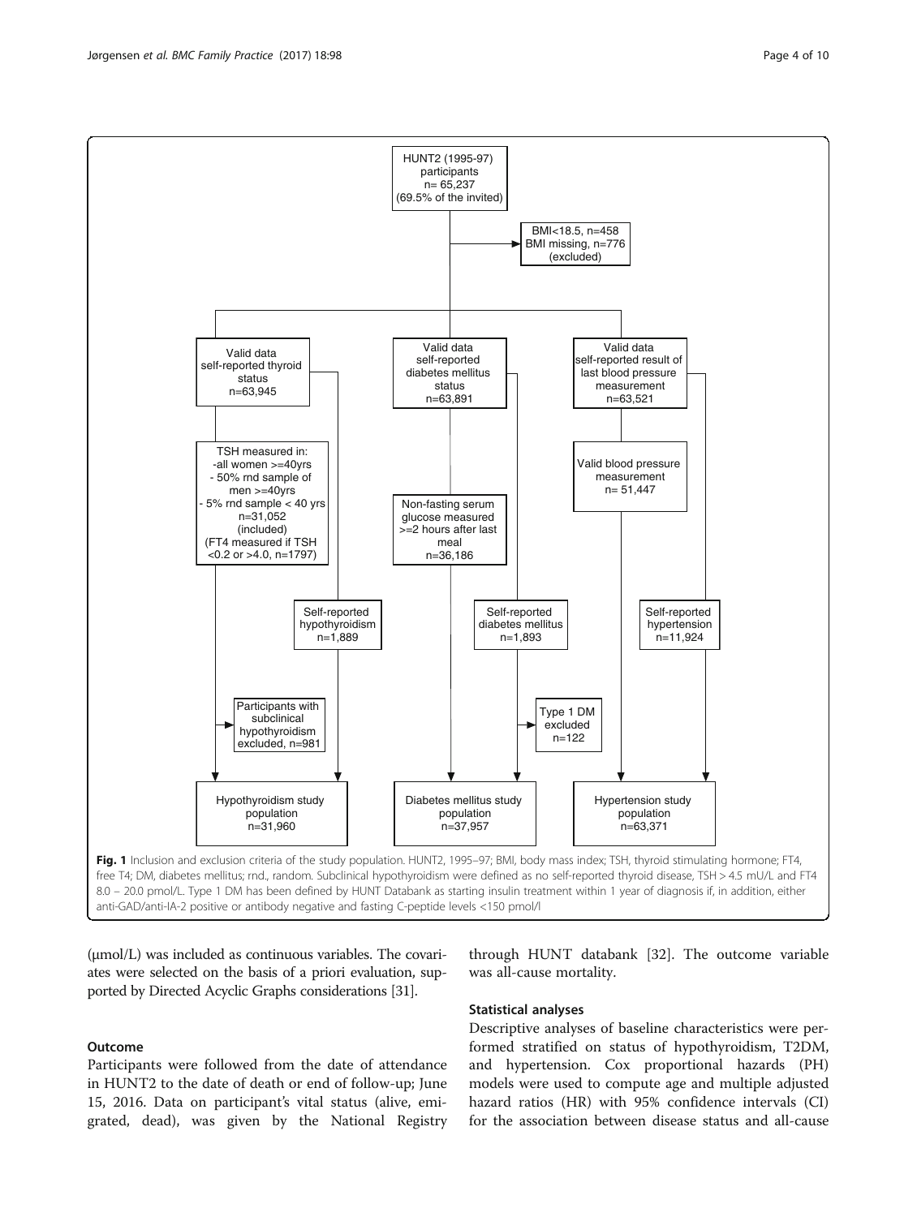HUNT2 (1995-97) participants n= 65,237 (69.5% of the invited)

BMI<18.5, n=458
BMI missing, n=776
(excluded)

Valid data self-reported thyroid status n=63,945

Valid data self-reported diabetes mellitus status n=63,891

Valid data self-reported result of last blood pressure measurement n=63,521

TSH measured in:
- all women >=40yrs
- 50% rnd sample of men >=40yrs
- 5% rnd sample < 40 yrs
n=31,052
(included)
(FT4 measured if TSH <0.2 or >4.0, n=1797)

Non-fasting serum glucose measured >=2 hours after last meal n=36,186

Valid blood pressure measurement n= 51,447

Self-reported hypothyroidism n=1,889

Self-reported diabetes mellitus n=1,893

Self-reported hypertension n=11,924

Participants with subclinical hypothyroidism excluded, n=981

Type 1 DM excluded n=122

Hypothyroidism study population n=31,960

Diabetes mellitus study population n=37,957

Hypertension study population n=63,371

**Fig. 1** Inclusion and exclusion criteria of the study population. HUNT2, 1995–97; BMI, body mass index; TSH, thyroid stimulating hormone; FT4, free T4; DM, diabetes mellitus; rnd., random. Subclinical hypothyroidism were defined as no self-reported thyroid disease, TSH > 4.5 mU/L and FT4 8.0 – 20.0 pmol/L. Type 1 DM has been defined by HUNT Databank as starting insulin treatment within 1 year of diagnosis if, in addition, either anti-GAD/anti-IA-2 positive or antibody negative and fasting C-peptide levels <150 pmol/l

(μmol/L) was included as continuous variables. The covariates were selected on the basis of a priori evaluation, supported by Directed Acyclic Graphs considerations [31].

### Outcome

Participants were followed from the date of attendance in HUNT2 to the date of death or end of follow-up; June 15, 2016. Data on participant's vital status (alive, emigrated, dead), was given by the National Registry through HUNT databank [32]. The outcome variable was all-cause mortality.

### Statistical analyses

Descriptive analyses of baseline characteristics were performed stratified on status of hypothyroidism, T2DM, and hypertension. Cox proportional hazards (PH) models were used to compute age and multiple adjusted hazard ratios (HR) with 95% confidence intervals (CI) for the association between disease status and all-cause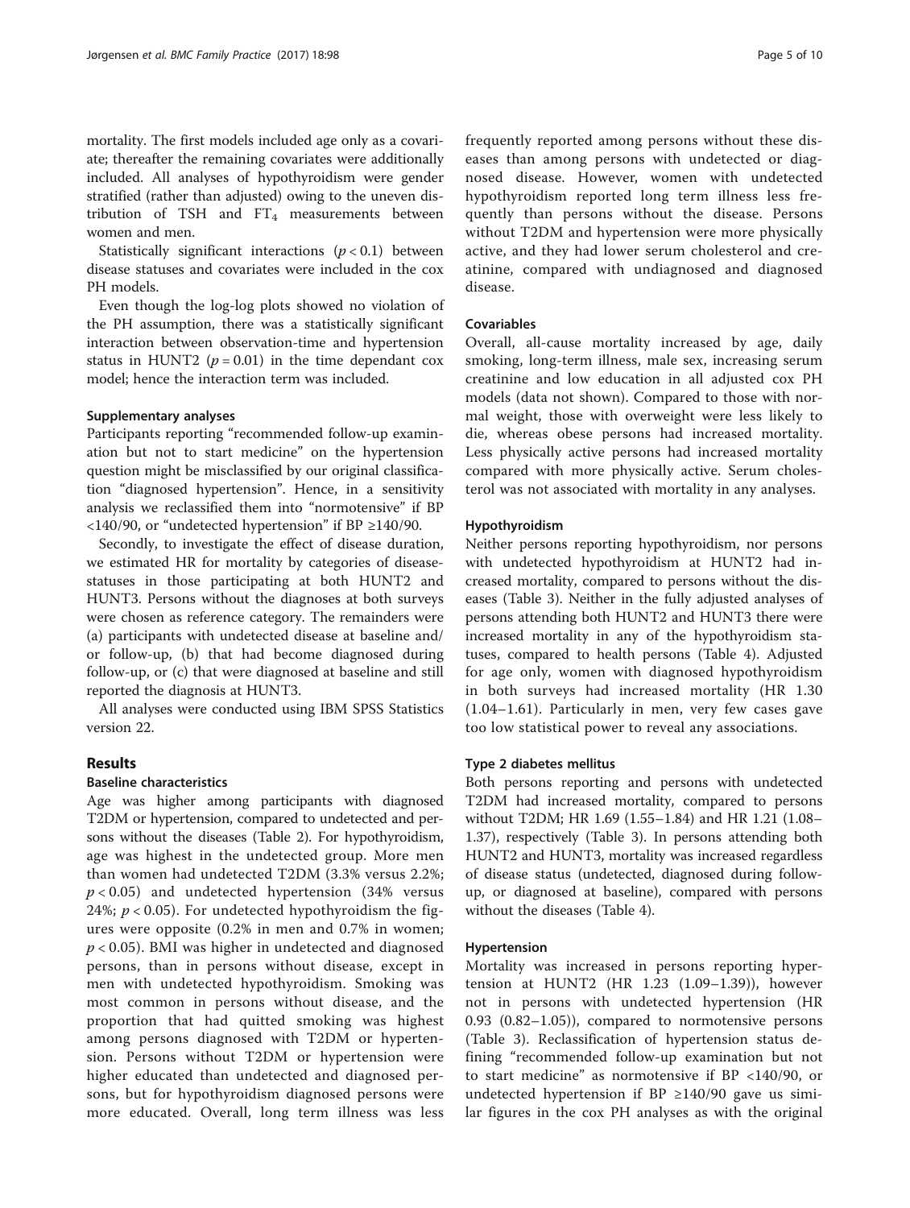mortality. The first models included age only as a covariate; thereafter the remaining covariates were additionally included. All analyses of hypothyroidism were gender stratified (rather than adjusted) owing to the uneven distribution of TSH and $FT_4$ measurements between women and men.

Statistically significant interactions ($p < 0.1$) between disease statuses and covariates were included in the cox PH models.

Even though the log-log plots showed no violation of the PH assumption, there was a statistically significant interaction between observation-time and hypertension status in HUNT2 ($p = 0.01$) in the time dependant cox model; hence the interaction term was included.

### Supplementary analyses

Participants reporting "recommended follow-up examination but not to start medicine" on the hypertension question might be misclassified by our original classification "diagnosed hypertension". Hence, in a sensitivity analysis we reclassified them into "normotensive" if BP <140/90, or "undetected hypertension" if BP ≥140/90.

Secondly, to investigate the effect of disease duration, we estimated HR for mortality by categories of disease-statuses in those participating at both HUNT2 and HUNT3. Persons without the diagnoses at both surveys were chosen as reference category. The remainders were (a) participants with undetected disease at baseline and/or follow-up, (b) that had become diagnosed during follow-up, or (c) that were diagnosed at baseline and still reported the diagnosis at HUNT3.

All analyses were conducted using IBM SPSS Statistics version 22.

## Results

### Baseline characteristics

Age was higher among participants with diagnosed T2DM or hypertension, compared to undetected and persons without the diseases (Table 2). For hypothyroidism, age was highest in the undetected group. More men than women had undetected T2DM (3.3% versus 2.2%; $p < 0.05$) and undetected hypertension (34% versus 24%; $p < 0.05$). For undetected hypothyroidism the figures were opposite (0.2% in men and 0.7% in women; $p < 0.05$). BMI was higher in undetected and diagnosed persons, than in persons without disease, except in men with undetected hypothyroidism. Smoking was most common in persons without disease, and the proportion that had quitted smoking was highest among persons diagnosed with T2DM or hypertension. Persons without T2DM or hypertension were higher educated than undetected and diagnosed persons, but for hypothyroidism diagnosed persons were more educated. Overall, long term illness was less frequently reported among persons without these diseases than among persons with undetected or diagnosed disease. However, women with undetected hypothyroidism reported long term illness less frequently than persons without the disease. Persons without T2DM and hypertension were more physically active, and they had lower serum cholesterol and creatinine, compared with undiagnosed and diagnosed disease.

### Covariables

Overall, all-cause mortality increased by age, daily smoking, long-term illness, male sex, increasing serum creatinine and low education in all adjusted cox PH models (data not shown). Compared to those with normal weight, those with overweight were less likely to die, whereas obese persons had increased mortality. Less physically active persons had increased mortality compared with more physically active. Serum cholesterol was not associated with mortality in any analyses.

### Hypothyroidism

Neither persons reporting hypothyroidism, nor persons with undetected hypothyroidism at HUNT2 had increased mortality, compared to persons without the diseases (Table 3). Neither in the fully adjusted analyses of persons attending both HUNT2 and HUNT3 there were increased mortality in any of the hypothyroidism statuses, compared to health persons (Table 4). Adjusted for age only, women with diagnosed hypothyroidism in both surveys had increased mortality (HR 1.30 (1.04–1.61). Particularly in men, very few cases gave too low statistical power to reveal any associations.

### Type 2 diabetes mellitus

Both persons reporting and persons with undetected T2DM had increased mortality, compared to persons without T2DM; HR 1.69 (1.55–1.84) and HR 1.21 (1.08–1.37), respectively (Table 3). In persons attending both HUNT2 and HUNT3, mortality was increased regardless of disease status (undetected, diagnosed during follow-up, or diagnosed at baseline), compared with persons without the diseases (Table 4).

### Hypertension

Mortality was increased in persons reporting hypertension at HUNT2 (HR 1.23 (1.09–1.39)), however not in persons with undetected hypertension (HR 0.93 (0.82–1.05)), compared to normotensive persons (Table 3). Reclassification of hypertension status defining "recommended follow-up examination but not to start medicine" as normotensive if BP <140/90, or undetected hypertension if BP ≥140/90 gave us similar figures in the cox PH analyses as with the original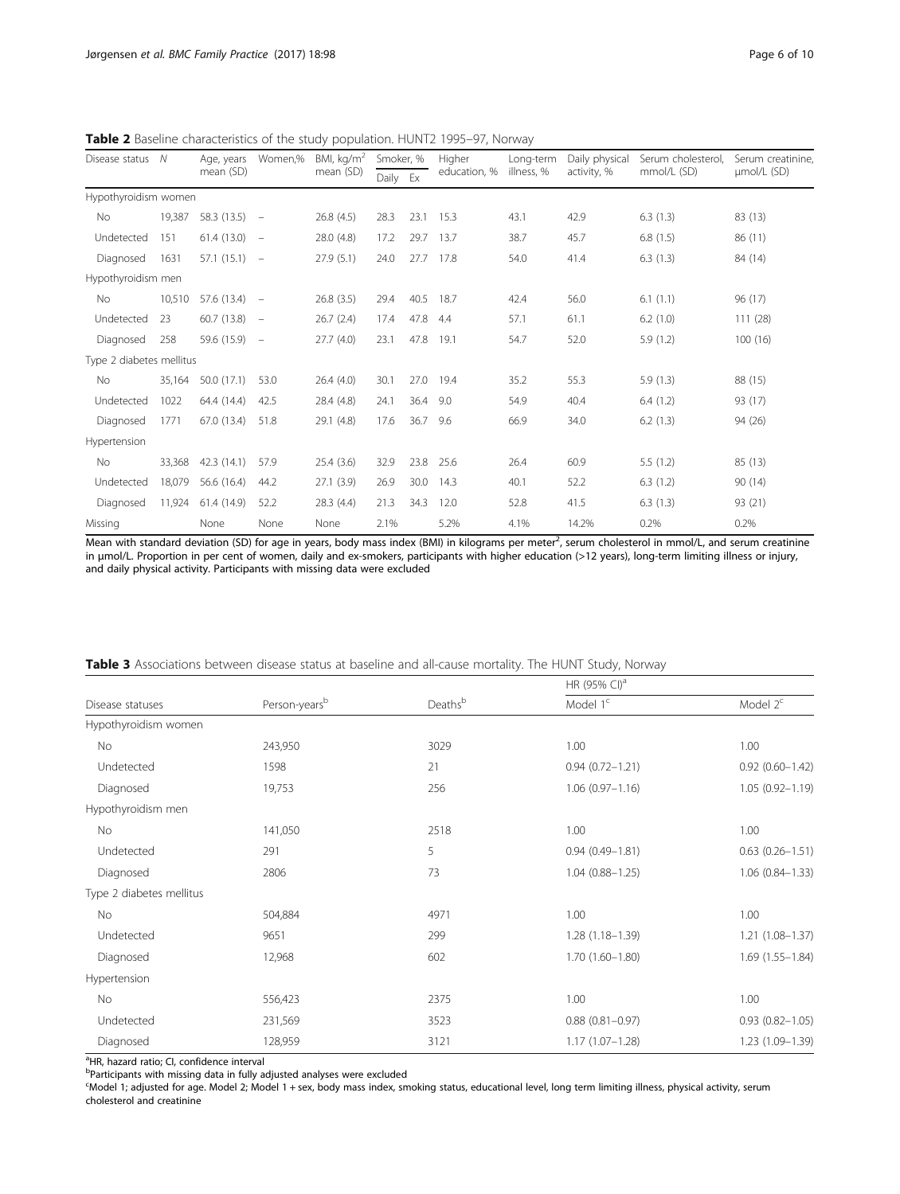**Table 2** Baseline characteristics of the study population. HUNT2 1995–97, Norway

| Disease status | N | Age, years mean (SD) | Women,% | BMI, kg/m$^2$ mean (SD) | Smoker, % | | Higher education, % | Long-term illness, % | Daily physical activity, % | Serum cholesterol, mmol/L (SD) | Serum creatinine, µmol/L (SD) |
|---|---|---|---|---|---|---|---|---|---|---|---|
| | | | | | Daily | Ex | | | | | |
| Hypothyroidism women | | | | | | | | | | | |
| No | 19,387 | 58.3 (13.5) | – | 26.8 (4.5) | 28.3 | 23.1 | 15.3 | 43.1 | 42.9 | 6.3 (1.3) | 83 (13) |
| Undetected | 151 | 61.4 (13.0) | – | 28.0 (4.8) | 17.2 | 29.7 | 13.7 | 38.7 | 45.7 | 6.8 (1.5) | 86 (11) |
| Diagnosed | 1631 | 57.1 (15.1) | – | 27.9 (5.1) | 24.0 | 27.7 | 17.8 | 54.0 | 41.4 | 6.3 (1.3) | 84 (14) |
| Hypothyroidism men | | | | | | | | | | | |
| No | 10,510 | 57.6 (13.4) | – | 26.8 (3.5) | 29.4 | 40.5 | 18.7 | 42.4 | 56.0 | 6.1 (1.1) | 96 (17) |
| Undetected | 23 | 60.7 (13.8) | – | 26.7 (2.4) | 17.4 | 47.8 | 4.4 | 57.1 | 61.1 | 6.2 (1.0) | 111 (28) |
| Diagnosed | 258 | 59.6 (15.9) | – | 27.7 (4.0) | 23.1 | 47.8 | 19.1 | 54.7 | 52.0 | 5.9 (1.2) | 100 (16) |
| Type 2 diabetes mellitus | | | | | | | | | | | |
| No | 35,164 | 50.0 (17.1) | 53.0 | 26.4 (4.0) | 30.1 | 27.0 | 19.4 | 35.2 | 55.3 | 5.9 (1.3) | 88 (15) |
| Undetected | 1022 | 64.4 (14.4) | 42.5 | 28.4 (4.8) | 24.1 | 36.4 | 9.0 | 54.9 | 40.4 | 6.4 (1.2) | 93 (17) |
| Diagnosed | 1771 | 67.0 (13.4) | 51.8 | 29.1 (4.8) | 17.6 | 36.7 | 9.6 | 66.9 | 34.0 | 6.2 (1.3) | 94 (26) |
| Hypertension | | | | | | | | | | | |
| No | 33,368 | 42.3 (14.1) | 57.9 | 25.4 (3.6) | 32.9 | 23.8 | 25.6 | 26.4 | 60.9 | 5.5 (1.2) | 85 (13) |
| Undetected | 18,079 | 56.6 (16.4) | 44.2 | 27.1 (3.9) | 26.9 | 30.0 | 14.3 | 40.1 | 52.2 | 6.3 (1.2) | 90 (14) |
| Diagnosed | 11,924 | 61.4 (14.9) | 52.2 | 28.3 (4.4) | 21.3 | 34.3 | 12.0 | 52.8 | 41.5 | 6.3 (1.3) | 93 (21) |
| Missing | | None | None | None | 2.1% | | 5.2% | 4.1% | 14.2% | 0.2% | 0.2% |

Mean with standard deviation (SD) for age in years, body mass index (BMI) in kilograms per meter$^2$, serum cholesterol in mmol/L, and serum creatinine in µmol/L. Proportion in per cent of women, daily and ex-smokers, participants with higher education (>12 years), long-term limiting illness or injury, and daily physical activity. Participants with missing data were excluded

**Table 3** Associations between disease status at baseline and all-cause mortality. The HUNT Study, Norway

| Disease statuses | Person-years[b] | Deaths[b] | HR (95% CI)[a] Model 1[c] | Model 2[c] |
|---|---|---|---|---|
| Hypothyroidism women | | | | |
| No | 243,950 | 3029 | 1.00 | 1.00 |
| Undetected | 1598 | 21 | 0.94 (0.72–1.21) | 0.92 (0.60–1.42) |
| Diagnosed | 19,753 | 256 | 1.06 (0.97–1.16) | 1.05 (0.92–1.19) |
| Hypothyroidism men | | | | |
| No | 141,050 | 2518 | 1.00 | 1.00 |
| Undetected | 291 | 5 | 0.94 (0.49–1.81) | 0.63 (0.26–1.51) |
| Diagnosed | 2806 | 73 | 1.04 (0.88–1.25) | 1.06 (0.84–1.33) |
| Type 2 diabetes mellitus | | | | |
| No | 504,884 | 4971 | 1.00 | 1.00 |
| Undetected | 9651 | 299 | 1.28 (1.18–1.39) | 1.21 (1.08–1.37) |
| Diagnosed | 12,968 | 602 | 1.70 (1.60–1.80) | 1.69 (1.55–1.84) |
| Hypertension | | | | |
| No | 556,423 | 2375 | 1.00 | 1.00 |
| Undetected | 231,569 | 3523 | 0.88 (0.81–0.97) | 0.93 (0.82–1.05) |
| Diagnosed | 128,959 | 3121 | 1.17 (1.07–1.28) | 1.23 (1.09–1.39) |

[a]HR, hazard ratio; CI, confidence interval
[b]Participants with missing data in fully adjusted analyses were excluded
[c]Model 1; adjusted for age. Model 2; Model 1 + sex, body mass index, smoking status, educational level, long term limiting illness, physical activity, serum cholesterol and creatinine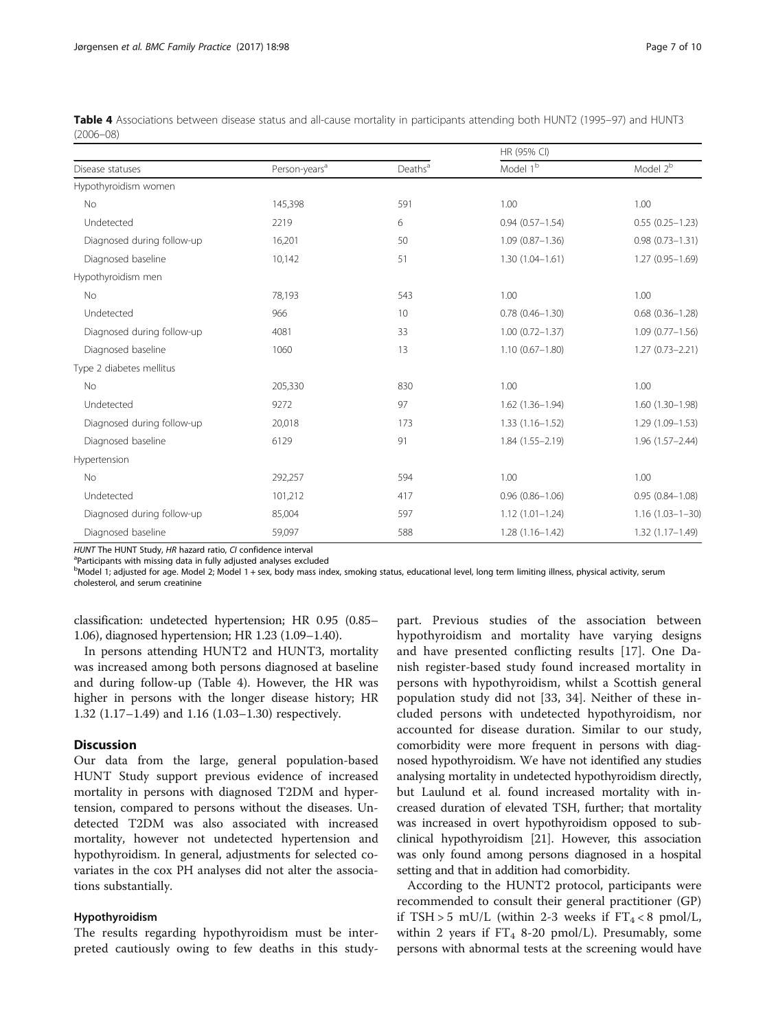**Table 4** Associations between disease status and all-cause mortality in participants attending both HUNT2 (1995–97) and HUNT3 (2006–08)

| Disease statuses | Person-years[a] | Deaths[a] | HR (95% CI) | |
|---|---|---|---|---|
| | | | Model 1[b] | Model 2[b] |
| Hypothyroidism women | | | | |
| No | 145,398 | 591 | 1.00 | 1.00 |
| Undetected | 2219 | 6 | 0.94 (0.57–1.54) | 0.55 (0.25–1.23) |
| Diagnosed during follow-up | 16,201 | 50 | 1.09 (0.87–1.36) | 0.98 (0.73–1.31) |
| Diagnosed baseline | 10,142 | 51 | 1.30 (1.04–1.61) | 1.27 (0.95–1.69) |
| Hypothyroidism men | | | | |
| No | 78,193 | 543 | 1.00 | 1.00 |
| Undetected | 966 | 10 | 0.78 (0.46–1.30) | 0.68 (0.36–1.28) |
| Diagnosed during follow-up | 4081 | 33 | 1.00 (0.72–1.37) | 1.09 (0.77–1.56) |
| Diagnosed baseline | 1060 | 13 | 1.10 (0.67–1.80) | 1.27 (0.73–2.21) |
| Type 2 diabetes mellitus | | | | |
| No | 205,330 | 830 | 1.00 | 1.00 |
| Undetected | 9272 | 97 | 1.62 (1.36–1.94) | 1.60 (1.30–1.98) |
| Diagnosed during follow-up | 20,018 | 173 | 1.33 (1.16–1.52) | 1.29 (1.09–1.53) |
| Diagnosed baseline | 6129 | 91 | 1.84 (1.55–2.19) | 1.96 (1.57–2.44) |
| Hypertension | | | | |
| No | 292,257 | 594 | 1.00 | 1.00 |
| Undetected | 101,212 | 417 | 0.96 (0.86–1.06) | 0.95 (0.84–1.08) |
| Diagnosed during follow-up | 85,004 | 597 | 1.12 (1.01–1.24) | 1.16 (1.03–1–30) |
| Diagnosed baseline | 59,097 | 588 | 1.28 (1.16–1.42) | 1.32 (1.17–1.49) |

*HUNT* The HUNT Study, *HR* hazard ratio, *CI* confidence interval

[a]Participants with missing data in fully adjusted analyses excluded

[b]Model 1; adjusted for age. Model 2; Model 1 + sex, body mass index, smoking status, educational level, long term limiting illness, physical activity, serum cholesterol, and serum creatinine

classification: undetected hypertension; HR 0.95 (0.85–1.06), diagnosed hypertension; HR 1.23 (1.09–1.40).

In persons attending HUNT2 and HUNT3, mortality was increased among both persons diagnosed at baseline and during follow-up (Table 4). However, the HR was higher in persons with the longer disease history; HR 1.32 (1.17–1.49) and 1.16 (1.03–1.30) respectively.

## Discussion

Our data from the large, general population-based HUNT Study support previous evidence of increased mortality in persons with diagnosed T2DM and hypertension, compared to persons without the diseases. Undetected T2DM was also associated with increased mortality, however not undetected hypertension and hypothyroidism. In general, adjustments for selected covariates in the cox PH analyses did not alter the associations substantially.

### Hypothyroidism

The results regarding hypothyroidism must be interpreted cautiously owing to few deaths in this study-part. Previous studies of the association between hypothyroidism and mortality have varying designs and have presented conflicting results [17]. One Danish register-based study found increased mortality in persons with hypothyroidism, whilst a Scottish general population study did not [33, 34]. Neither of these included persons with undetected hypothyroidism, nor accounted for disease duration. Similar to our study, comorbidity were more frequent in persons with diagnosed hypothyroidism. We have not identified any studies analysing mortality in undetected hypothyroidism directly, but Laulund et al. found increased mortality with increased duration of elevated TSH, further; that mortality was increased in overt hypothyroidism opposed to subclinical hypothyroidism [21]. However, this association was only found among persons diagnosed in a hospital setting and that in addition had comorbidity.

According to the HUNT2 protocol, participants were recommended to consult their general practitioner (GP) if TSH > 5 mU/L (within 2-3 weeks if $FT_4 < 8$ pmol/L, within 2 years if $FT_4$ 8-20 pmol/L). Presumably, some persons with abnormal tests at the screening would have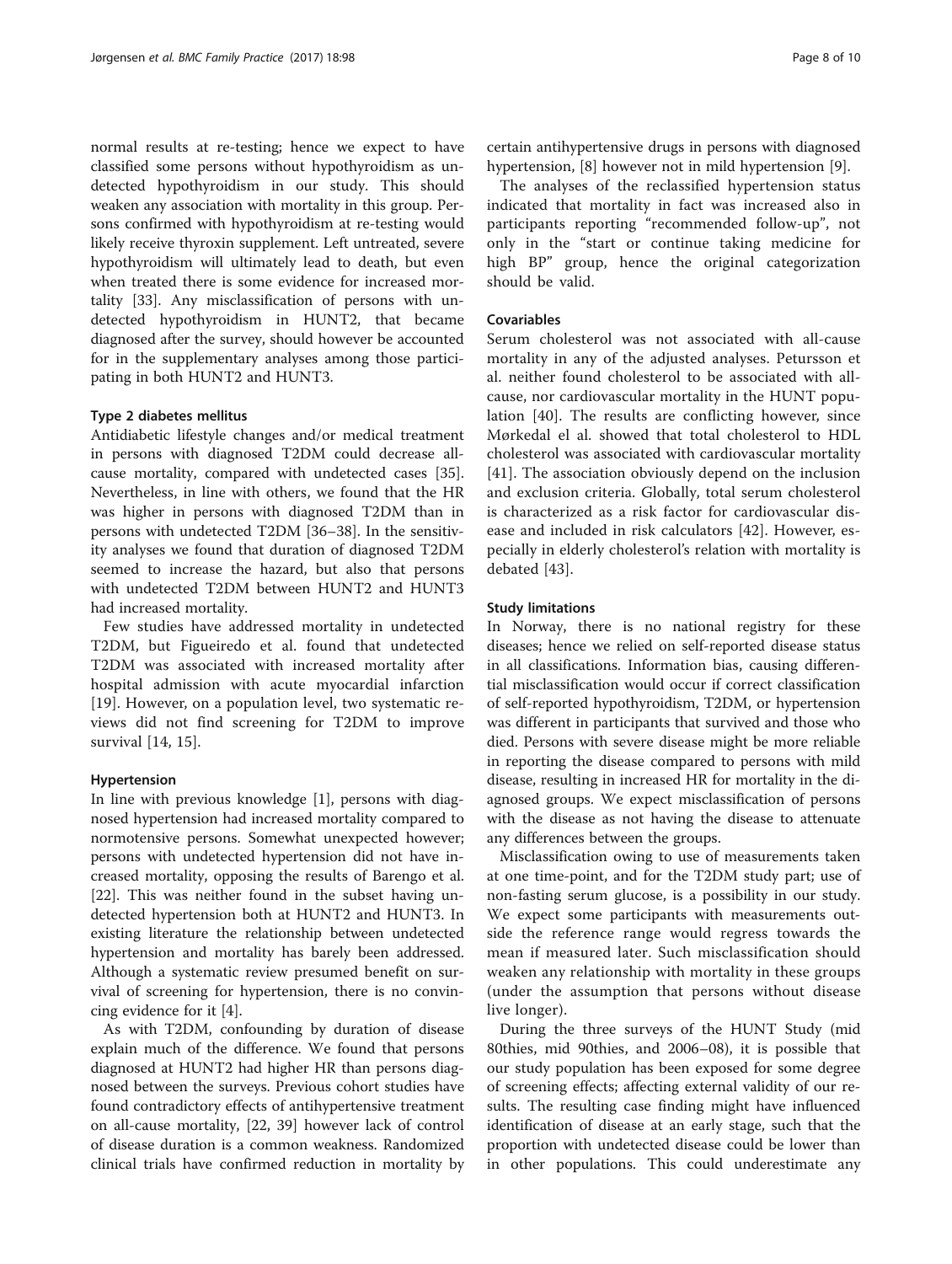normal results at re-testing; hence we expect to have classified some persons without hypothyroidism as undetected hypothyroidism in our study. This should weaken any association with mortality in this group. Persons confirmed with hypothyroidism at re-testing would likely receive thyroxin supplement. Left untreated, severe hypothyroidism will ultimately lead to death, but even when treated there is some evidence for increased mortality [33]. Any misclassification of persons with undetected hypothyroidism in HUNT2, that became diagnosed after the survey, should however be accounted for in the supplementary analyses among those participating in both HUNT2 and HUNT3.

### Type 2 diabetes mellitus

Antidiabetic lifestyle changes and/or medical treatment in persons with diagnosed T2DM could decrease all-cause mortality, compared with undetected cases [35]. Nevertheless, in line with others, we found that the HR was higher in persons with diagnosed T2DM than in persons with undetected T2DM [36–38]. In the sensitivity analyses we found that duration of diagnosed T2DM seemed to increase the hazard, but also that persons with undetected T2DM between HUNT2 and HUNT3 had increased mortality.

Few studies have addressed mortality in undetected T2DM, but Figueiredo et al. found that undetected T2DM was associated with increased mortality after hospital admission with acute myocardial infarction [19]. However, on a population level, two systematic reviews did not find screening for T2DM to improve survival [14, 15].

### Hypertension

In line with previous knowledge [1], persons with diagnosed hypertension had increased mortality compared to normotensive persons. Somewhat unexpected however; persons with undetected hypertension did not have increased mortality, opposing the results of Barengo et al. [22]. This was neither found in the subset having undetected hypertension both at HUNT2 and HUNT3. In existing literature the relationship between undetected hypertension and mortality has barely been addressed. Although a systematic review presumed benefit on survival of screening for hypertension, there is no convincing evidence for it [4].

As with T2DM, confounding by duration of disease explain much of the difference. We found that persons diagnosed at HUNT2 had higher HR than persons diagnosed between the surveys. Previous cohort studies have found contradictory effects of antihypertensive treatment on all-cause mortality, [22, 39] however lack of control of disease duration is a common weakness. Randomized clinical trials have confirmed reduction in mortality by certain antihypertensive drugs in persons with diagnosed hypertension, [8] however not in mild hypertension [9].

The analyses of the reclassified hypertension status indicated that mortality in fact was increased also in participants reporting "recommended follow-up", not only in the "start or continue taking medicine for high BP" group, hence the original categorization should be valid.

### Covariables

Serum cholesterol was not associated with all-cause mortality in any of the adjusted analyses. Petursson et al. neither found cholesterol to be associated with all-cause, nor cardiovascular mortality in the HUNT population [40]. The results are conflicting however, since Mørkedal el al. showed that total cholesterol to HDL cholesterol was associated with cardiovascular mortality [41]. The association obviously depend on the inclusion and exclusion criteria. Globally, total serum cholesterol is characterized as a risk factor for cardiovascular disease and included in risk calculators [42]. However, especially in elderly cholesterol's relation with mortality is debated [43].

### Study limitations

In Norway, there is no national registry for these diseases; hence we relied on self-reported disease status in all classifications. Information bias, causing differential misclassification would occur if correct classification of self-reported hypothyroidism, T2DM, or hypertension was different in participants that survived and those who died. Persons with severe disease might be more reliable in reporting the disease compared to persons with mild disease, resulting in increased HR for mortality in the diagnosed groups. We expect misclassification of persons with the disease as not having the disease to attenuate any differences between the groups.

Misclassification owing to use of measurements taken at one time-point, and for the T2DM study part; use of non-fasting serum glucose, is a possibility in our study. We expect some participants with measurements outside the reference range would regress towards the mean if measured later. Such misclassification should weaken any relationship with mortality in these groups (under the assumption that persons without disease live longer).

During the three surveys of the HUNT Study (mid 80thies, mid 90thies, and 2006–08), it is possible that our study population has been exposed for some degree of screening effects; affecting external validity of our results. The resulting case finding might have influenced identification of disease at an early stage, such that the proportion with undetected disease could be lower than in other populations. This could underestimate any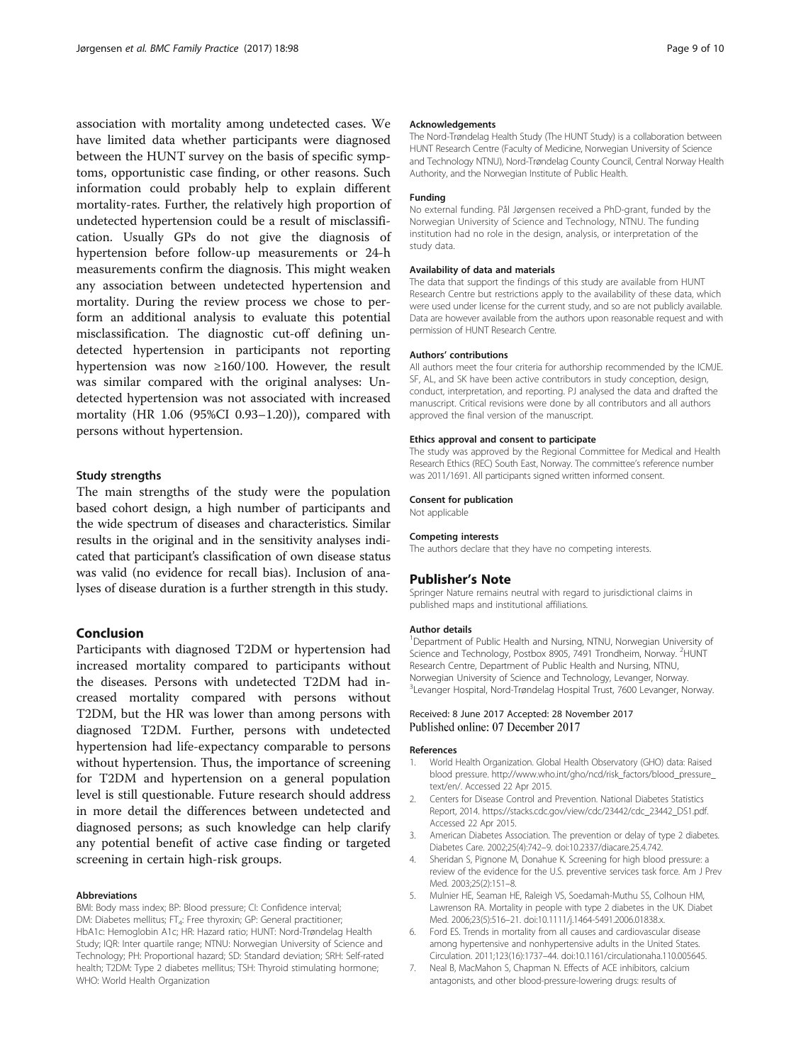association with mortality among undetected cases. We have limited data whether participants were diagnosed between the HUNT survey on the basis of specific symptoms, opportunistic case finding, or other reasons. Such information could probably help to explain different mortality-rates. Further, the relatively high proportion of undetected hypertension could be a result of misclassification. Usually GPs do not give the diagnosis of hypertension before follow-up measurements or 24-h measurements confirm the diagnosis. This might weaken any association between undetected hypertension and mortality. During the review process we chose to perform an additional analysis to evaluate this potential misclassification. The diagnostic cut-off defining undetected hypertension in participants not reporting hypertension was now ≥160/100. However, the result was similar compared with the original analyses: Undetected hypertension was not associated with increased mortality (HR 1.06 (95%CI 0.93–1.20)), compared with persons without hypertension.

### Study strengths

The main strengths of the study were the population based cohort design, a high number of participants and the wide spectrum of diseases and characteristics. Similar results in the original and in the sensitivity analyses indicated that participant's classification of own disease status was valid (no evidence for recall bias). Inclusion of analyses of disease duration is a further strength in this study.

## Conclusion

Participants with diagnosed T2DM or hypertension had increased mortality compared to participants without the diseases. Persons with undetected T2DM had increased mortality compared with persons without T2DM, but the HR was lower than among persons with diagnosed T2DM. Further, persons with undetected hypertension had life-expectancy comparable to persons without hypertension. Thus, the importance of screening for T2DM and hypertension on a general population level is still questionable. Future research should address in more detail the differences between undetected and diagnosed persons; as such knowledge can help clarify any potential benefit of active case finding or targeted screening in certain high-risk groups.

#### Abbreviations

BMI: Body mass index; BP: Blood pressure; CI: Confidence interval; DM: Diabetes mellitus; $FT_4$: Free thyroxin; GP: General practitioner; HbA1c: Hemoglobin A1c; HR: Hazard ratio; HUNT: Nord-Trøndelag Health Study; IQR: Inter quartile range; NTNU: Norwegian University of Science and Technology; PH: Proportional hazard; SD: Standard deviation; SRH: Self-rated health; T2DM: Type 2 diabetes mellitus; TSH: Thyroid stimulating hormone; WHO: World Health Organization

#### Acknowledgements

The Nord-Trøndelag Health Study (The HUNT Study) is a collaboration between HUNT Research Centre (Faculty of Medicine, Norwegian University of Science and Technology NTNU), Nord-Trøndelag County Council, Central Norway Health Authority, and the Norwegian Institute of Public Health.

#### Funding

No external funding. Pål Jørgensen received a PhD-grant, funded by the Norwegian University of Science and Technology, NTNU. The funding institution had no role in the design, analysis, or interpretation of the study data.

#### Availability of data and materials

The data that support the findings of this study are available from HUNT Research Centre but restrictions apply to the availability of these data, which were used under license for the current study, and so are not publicly available. Data are however available from the authors upon reasonable request and with permission of HUNT Research Centre.

#### Authors' contributions

All authors meet the four criteria for authorship recommended by the ICMJE. SF, AL, and SK have been active contributors in study conception, design, conduct, interpretation, and reporting. PJ analysed the data and drafted the manuscript. Critical revisions were done by all contributors and all authors approved the final version of the manuscript.

#### Ethics approval and consent to participate

The study was approved by the Regional Committee for Medical and Health Research Ethics (REC) South East, Norway. The committee's reference number was 2011/1691. All participants signed written informed consent.

#### Consent for publication

Not applicable

#### Competing interests

The authors declare that they have no competing interests.

## Publisher's Note

Springer Nature remains neutral with regard to jurisdictional claims in published maps and institutional affiliations.

#### Author details

[1]Department of Public Health and Nursing, NTNU, Norwegian University of Science and Technology, Postbox 8905, 7491 Trondheim, Norway. [2]HUNT Research Centre, Department of Public Health and Nursing, NTNU, Norwegian University of Science and Technology, Levanger, Norway. [3]Levanger Hospital, Nord-Trøndelag Hospital Trust, 7600 Levanger, Norway.

Received: 8 June 2017 Accepted: 28 November 2017
Published online: 07 December 2017

#### References

1. World Health Organization. Global Health Observatory (GHO) data: Raised blood pressure. http://www.who.int/gho/ncd/risk_factors/blood_pressure_text/en/. Accessed 22 Apr 2015.
2. Centers for Disease Control and Prevention. National Diabetes Statistics Report, 2014. https://stacks.cdc.gov/view/cdc/23442/cdc_23442_DS1.pdf. Accessed 22 Apr 2015.
3. American Diabetes Association. The prevention or delay of type 2 diabetes. Diabetes Care. 2002;25(4):742–9. doi:10.2337/diacare.25.4.742.
4. Sheridan S, Pignone M, Donahue K. Screening for high blood pressure: a review of the evidence for the U.S. preventive services task force. Am J Prev Med. 2003;25(2):151–8.
5. Mulnier HE, Seaman HE, Raleigh VS, Soedamah-Muthu SS, Colhoun HM, Lawrenson RA. Mortality in people with type 2 diabetes in the UK. Diabet Med. 2006;23(5):516–21. doi:10.1111/j.1464-5491.2006.01838.x.
6. Ford ES. Trends in mortality from all causes and cardiovascular disease among hypertensive and nonhypertensive adults in the United States. Circulation. 2011;123(16):1737–44. doi:10.1161/circulationaha.110.005645.
7. Neal B, MacMahon S, Chapman N. Effects of ACE inhibitors, calcium antagonists, and other blood-pressure-lowering drugs: results of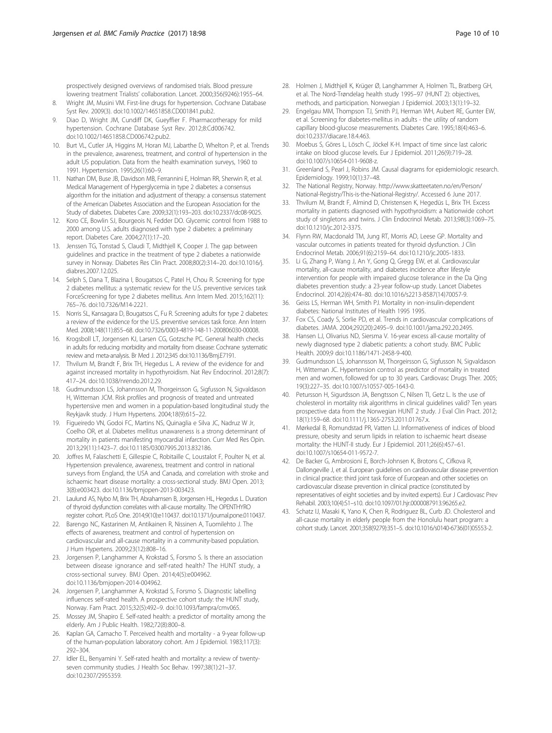prospectively designed overviews of randomised trials. Blood pressure lowering treatment Trialists' collaboration. Lancet. 2000;356(9246):1955–64.

8. Wright JM, Musini VM. First-line drugs for hypertension. Cochrane Database Syst Rev. 2009(3). doi:10.1002/14651858.CD001841.pub2.
9. Diao D, Wright JM, Cundiff DK, Gueyffier F. Pharmacotherapy for mild hypertension. Cochrane Database Syst Rev. 2012;8:Cd006742. doi:10.1002/14651858.CD006742.pub2.
10. Burt VL, Cutler JA, Higgins M, Horan MJ, Labarthe D, Whelton P, et al. Trends in the prevalence, awareness, treatment, and control of hypertension in the adult US population. Data from the health examination surveys, 1960 to 1991. Hypertension. 1995;26(1):60–9.
11. Nathan DM, Buse JB, Davidson MB, Ferrannini E, Holman RR, Sherwin R, et al. Medical Management of Hyperglycemia in type 2 diabetes: a consensus algorithm for the initiation and adjustment of therapy: a consensus statement of the American Diabetes Association and the European Association for the Study of diabetes. Diabetes Care. 2009;32(1):193–203. doi:10.2337/dc08-9025.
12. Koro CE, Bowlin SJ, Bourgeois N, Fedder DO. Glycemic control from 1988 to 2000 among U.S. adults diagnosed with type 2 diabetes: a preliminary report. Diabetes Care. 2004;27(1):17–20.
13. Jenssen TG, Tonstad S, Claudi T, Midthjell K, Cooper J. The gap between guidelines and practice in the treatment of type 2 diabetes a nationwide survey in Norway. Diabetes Res Clin Pract. 2008;80(2):314–20. doi:10.1016/j.diabres.2007.12.025.
14. Selph S, Dana T, Blazina I, Bougatsos C, Patel H, Chou R. Screening for type 2 diabetes mellitus: a systematic review for the U.S. preventive services task ForceScreening for type 2 diabetes mellitus. Ann Intern Med. 2015;162(11): 765–76. doi:10.7326/M14-2221.
15. Norris SL, Kansagara D, Bougatsos C, Fu R. Screening adults for type 2 diabetes: a review of the evidence for the U.S. preventive services task force. Ann Intern Med. 2008;148(11):855–68. doi:10.7326/0003-4819-148-11-200806030-00008.
16. Krogsboll LT, Jorgensen KJ, Larsen CG, Gotzsche PC. General health checks in adults for reducing morbidity and mortality from disease: Cochrane systematic review and meta-analysis. Br Med J. 2012;345 doi:10.1136/Bmj.E7191.
17. Thvilum M, Brandt F, Brix TH, Hegedus L. A review of the evidence for and against increased mortality in hypothyroidism. Nat Rev Endocrinol. 2012;8(7): 417–24. doi:10.1038/nrendo.2012.29.
18. Gudmundsson LS, Johannsson M, Thorgeirsson G, Sigfusson N, Sigvaldason H, Witteman JCM. Risk profiles and prognosis of treated and untreated hypertensive men and women in a population-based longitudinal study the Reykjavik study. J Hum Hypertens. 2004;18(9):615–22.
19. Figueiredo VN, Godoi FC, Martins NS, Quinaglia e Silva JC, Nadruz W Jr, Coelho OR, et al. Diabetes mellitus unawareness is a strong determinant of mortality in patients manifesting myocardial infarction. Curr Med Res Opin. 2013;29(11):1423–7. doi:10.1185/03007995.2013.832186.
20. Joffres M, Falaschetti E, Gillespie C, Robitaille C, Loustalot F, Poulter N, et al. Hypertension prevalence, awareness, treatment and control in national surveys from England, the USA and Canada, and correlation with stroke and ischaemic heart disease mortality: a cross-sectional study. BMJ Open. 2013; 3(8):e003423. doi:10.1136/bmjopen-2013-003423.
21. Laulund AS, Nybo M, Brix TH, Abrahamsen B, Jorgensen HL, Hegedus L. Duration of thyroid dysfunction correlates with all-cause mortality. The OPENTHYRO register cohort. PLoS One. 2014;9(10):e110437. doi:10.1371/journal.pone.0110437.
22. Barengo NC, Kastarinen M, Antikainen R, Nissinen A, Tuomilehto J. The effects of awareness, treatment and control of hypertension on cardiovascular and all-cause mortality in a community-based population. J Hum Hypertens. 2009;23(12):808–16.
23. Jorgensen P, Langhammer A, Krokstad S, Forsmo S. Is there an association between disease ignorance and self-rated health? The HUNT study, a cross-sectional survey. BMJ Open. 2014;4(5):e004962. doi:10.1136/bmjopen-2014-004962.
24. Jorgensen P, Langhammer A, Krokstad S, Forsmo S. Diagnostic labelling influences self-rated health. A prospective cohort study: the HUNT study, Norway. Fam Pract. 2015;32(5):492–9. doi:10.1093/fampra/cmv065.
25. Mossey JM, Shapiro E. Self-rated health: a predictor of mortality among the elderly. Am J Public Health. 1982;72(8):800–8.
26. Kaplan GA, Camacho T. Perceived health and mortality - a 9-year follow-up of the human-population laboratory cohort. Am J Epidemiol. 1983;117(3): 292–304.
27. Idler EL, Benyamini Y. Self-rated health and mortality: a review of twenty-seven community studies. J Health Soc Behav. 1997;38(1):21–37. doi:10.2307/2955359.
28. Holmen J, Midthjell K, Krüger Ø, Langhammer A, Holmen TL, Bratberg GH, et al. The Nord-Trøndelag health study 1995–97 (HUNT 2): objectives, methods, and participation. Norwegian J Epidemiol. 2003;13(1):19–32.
29. Engelgau MM, Thompson TJ, Smith PJ, Herman WH, Aubert RE, Gunter EW, et al. Screening for diabetes-mellitus in adults - the utility of random capillary blood-glucose measurements. Diabetes Care. 1995;18(4):463–6. doi:10.2337/diacare.18.4.463.
30. Moebus S, Göres L, Lösch C, Jöckel K-H. Impact of time since last caloric intake on blood glucose levels. Eur J Epidemiol. 2011;26(9):719–28. doi:10.1007/s10654-011-9608-z.
31. Greenland S, Pearl J, Robins JM. Causal diagrams for epidemiologic research. Epidemiology. 1999;10(1):37–48.
32. The National Registry, Norway. http://www.skatteetaten.no/en/Person/National-Registry/This-is-the-National-Registry/. Accessed 6 June 2017.
33. Thvilum M, Brandt F, Almind D, Christensen K, Hegedüs L, Brix TH. Excess mortality in patients diagnosed with hypothyroidism: a Nationwide cohort study of singletons and twins. J Clin Endocrinol Metab. 2013;98(3):1069–75. doi:10.1210/jc.2012-3375.
34. Flynn RW, Macdonald TM, Jung RT, Morris AD, Leese GP. Mortality and vascular outcomes in patients treated for thyroid dysfunction. J Clin Endocrinol Metab. 2006;91(6):2159–64. doi:10.1210/jc.2005-1833.
35. Li G, Zhang P, Wang J, An Y, Gong Q, Gregg EW, et al. Cardiovascular mortality, all-cause mortality, and diabetes incidence after lifestyle intervention for people with impaired glucose tolerance in the Da Qing diabetes prevention study: a 23-year follow-up study. Lancet Diabetes Endocrinol. 2014;2(6):474–80. doi:10.1016/s2213-8587(14)70057-9.
36. Geiss LS, Herman WH, Smith PJ. Mortality in non-insulin-dependent diabetes: National Institutes of Health 1995 1995.
37. Fox CS, Coady S, Sorlie PD, et al. Trends in cardiovascular complications of diabetes. JAMA. 2004;292(20):2495–9. doi:10.1001/jama.292.20.2495.
38. Hansen LJ, Olivarius ND, Siersma V. 16-year excess all-cause mortality of newly diagnosed type 2 diabetic patients: a cohort study. BMC Public Health. 2009;9 doi:10.1186/1471-2458-9-400.
39. Gudmundsson LS, Johannsson M, Thorgeirsson G, Sigfusson N, Sigvaldason H, Witteman JC. Hypertension control as predictor of mortality in treated men and women, followed for up to 30 years. Cardiovasc Drugs Ther. 2005; 19(3):227–35. doi:10.1007/s10557-005-1643-0.
40. Petursson H, Sigurdsson JA, Bengtsson C, Nilsen TI, Getz L. Is the use of cholesterol in mortality risk algorithms in clinical guidelines valid? Ten years prospective data from the Norwegian HUNT 2 study. J Eval Clin Pract. 2012; 18(1):159–68. doi:10.1111/j.1365-2753.2011.01767.x.
41. Mørkedal B, Romundstad PR, Vatten LJ. Informativeness of indices of blood pressure, obesity and serum lipids in relation to ischaemic heart disease mortality: the HUNT-II study. Eur J Epidemiol. 2011;26(6):457–61. doi:10.1007/s10654-011-9572-7.
42. De Backer G, Ambrosioni E, Borch-Johnsen K, Brotons C, Cifkova R, Dallongeville J, et al. European guidelines on cardiovascular disease prevention in clinical practice: third joint task force of European and other societies on cardiovascular disease prevention in clinical practice (constituted by representatives of eight societies and by invited experts). Eur J Cardiovasc Prev Rehabil. 2003;10(4):S1–s10. doi:10.1097/01.hjr.0000087913.96265.e2.
43. Schatz IJ, Masaki K, Yano K, Chen R, Rodriguez BL, Curb JD. Cholesterol and all-cause mortality in elderly people from the Honolulu heart program: a cohort study. Lancet. 2001;358(9279):351–5. doi:10.1016/s0140-6736(01)05553-2.